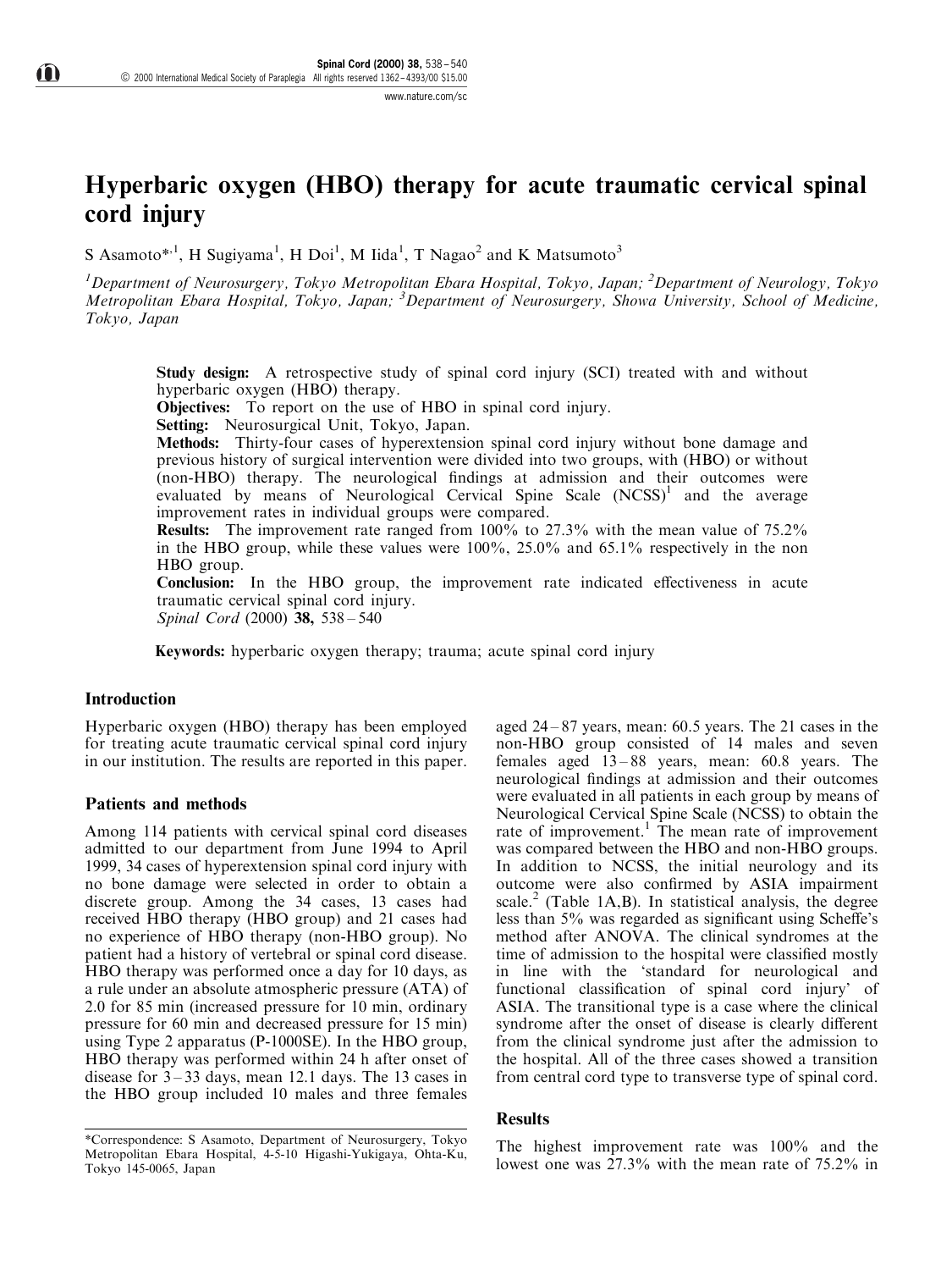# Hyperbaric oxygen (HBO) therapy for acute traumatic cervical spinal cord injury

S Asamoto*[,1], H Sugiyama[1], H Doi[1], M Iida[1], T Nagao[2] and K Matsumoto[3]

[1]Department of Neurosurgery, Tokyo Metropolitan Ebara Hospital, Tokyo, Japan; [2]Department of Neurology, Tokyo Metropolitan Ebara Hospital, Tokyo, Japan; [3]Department of Neurosurgery, Showa University, School of Medicine, Tokyo, Japan

**Study design:** A retrospective study of spinal cord injury (SCI) treated with and without hyperbaric oxygen (HBO) therapy.

**Objectives:** To report on the use of HBO in spinal cord injury.

**Setting:** Neurosurgical Unit, Tokyo, Japan.

**Methods:** Thirty-four cases of hyperextension spinal cord injury without bone damage and previous history of surgical intervention were divided into two groups, with (HBO) or without (non-HBO) therapy. The neurological findings at admission and their outcomes were evaluated by means of Neurological Cervical Spine Scale (NCSS)[1] and the average improvement rates in individual groups were compared.

**Results:** The improvement rate ranged from 100% to 27.3% with the mean value of 75.2% in the HBO group, while these values were 100%, 25.0% and 65.1% respectively in the non HBO group.

**Conclusion:** In the HBO group, the improvement rate indicated effectiveness in acute traumatic cervical spinal cord injury.

*Spinal Cord* (2000) **38,** 538–540

**Keywords:** hyperbaric oxygen therapy; trauma; acute spinal cord injury

## Introduction

Hyperbaric oxygen (HBO) therapy has been employed for treating acute traumatic cervical spinal cord injury in our institution. The results are reported in this paper.

## Patients and methods

Among 114 patients with cervical spinal cord diseases admitted to our department from June 1994 to April 1999, 34 cases of hyperextension spinal cord injury with no bone damage were selected in order to obtain a discrete group. Among the 34 cases, 13 cases had received HBO therapy (HBO group) and 21 cases had no experience of HBO therapy (non-HBO group). No patient had a history of vertebral or spinal cord disease. HBO therapy was performed once a day for 10 days, as a rule under an absolute atmospheric pressure (ATA) of 2.0 for 85 min (increased pressure for 10 min, ordinary pressure for 60 min and decreased pressure for 15 min) using Type 2 apparatus (P-1000SE). In the HBO group, HBO therapy was performed within 24 h after onset of disease for 3–33 days, mean 12.1 days. The 13 cases in the HBO group included 10 males and three females aged 24–87 years, mean: 60.5 years. The 21 cases in the non-HBO group consisted of 14 males and seven females aged 13–88 years, mean: 60.8 years. The neurological findings at admission and their outcomes were evaluated in all patients in each group by means of Neurological Cervical Spine Scale (NCSS) to obtain the rate of improvement.[1] The mean rate of improvement was compared between the HBO and non-HBO groups. In addition to NCSS, the initial neurology and its outcome were also confirmed by ASIA impairment scale.[2] (Table 1A,B). In statistical analysis, the degree less than 5% was regarded as significant using Scheffe's method after ANOVA. The clinical syndromes at the time of admission to the hospital were classified mostly in line with the 'standard for neurological and functional classification of spinal cord injury' of ASIA. The transitional type is a case where the clinical syndrome after the onset of disease is clearly different from the clinical syndrome just after the admission to the hospital. All of the three cases showed a transition from central cord type to transverse type of spinal cord.

## Results

The highest improvement rate was 100% and the lowest one was 27.3% with the mean rate of 75.2% in

*Correspondence: S Asamoto, Department of Neurosurgery, Tokyo Metropolitan Ebara Hospital, 4-5-10 Higashi-Yukigaya, Ohta-Ku, Tokyo 145-0065, Japan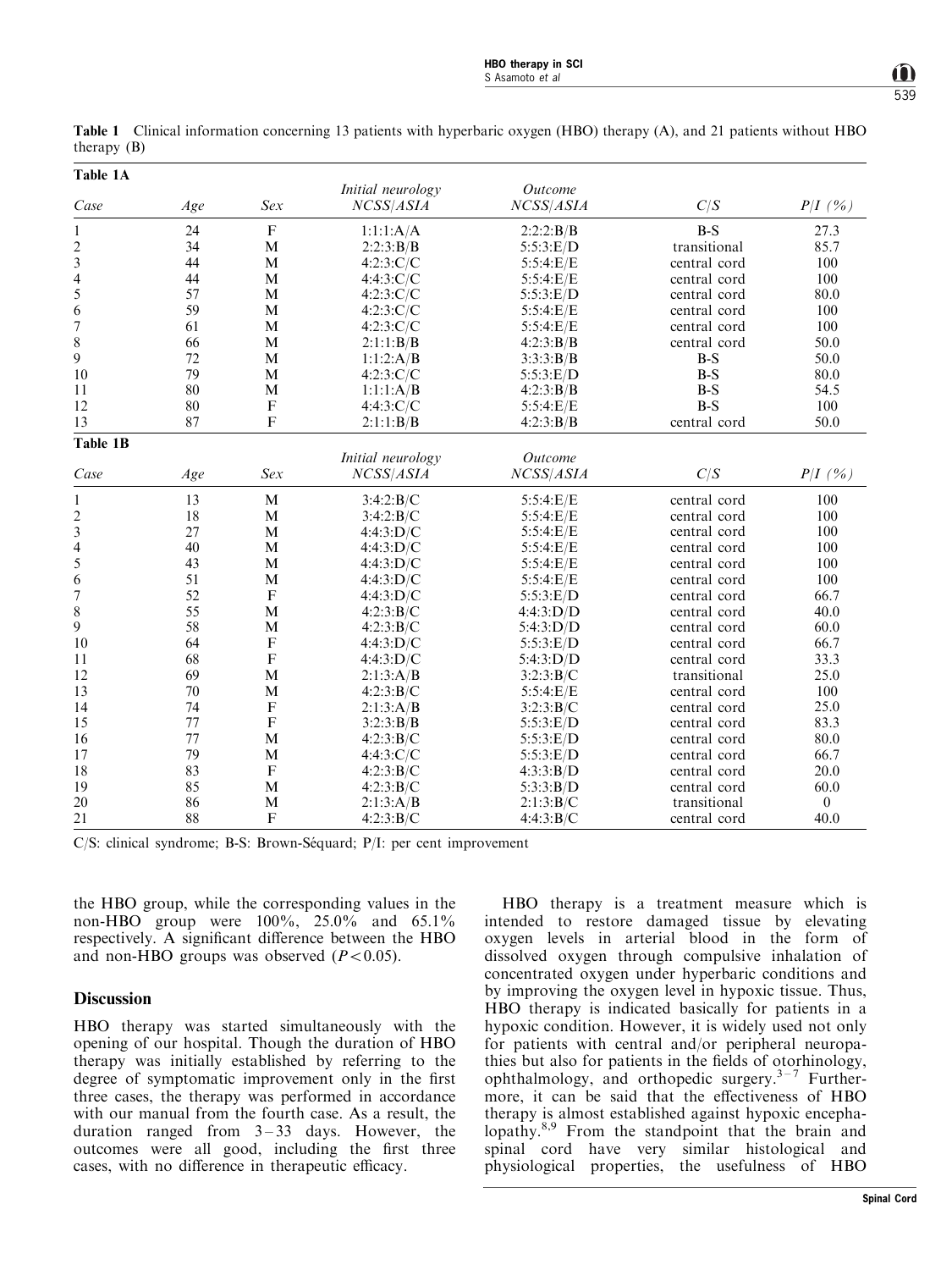**Table 1** Clinical information concerning 13 patients with hyperbaric oxygen (HBO) therapy (A), and 21 patients without HBO therapy (B)

**Table 1A**

| Case | Age | Sex | Initial neurology NCSS/ASIA | Outcome NCSS/ASIA | C/S | P/I (%) |
|---|---|---|---|---|---|---|
| 1 | 24 | F | 1:1:1:A/A | 2:2:2:B/B | B-S | 27.3 |
| 2 | 34 | M | 2:2:3:B/B | 5:5:3:E/D | transitional | 85.7 |
| 3 | 44 | M | 4:2:3:C/C | 5:5:4:E/E | central cord | 100 |
| 4 | 44 | M | 4:4:3:C/C | 5:5:4:E/E | central cord | 100 |
| 5 | 57 | M | 4:2:3:C/C | 5:5:3:E/D | central cord | 80.0 |
| 6 | 59 | M | 4:2:3:C/C | 5:5:4:E/E | central cord | 100 |
| 7 | 61 | M | 4:2:3:C/C | 5:5:4:E/E | central cord | 100 |
| 8 | 66 | M | 2:1:1:B/B | 4:2:3:B/B | central cord | 50.0 |
| 9 | 72 | M | 1:1:2:A/B | 3:3:3:B/B | B-S | 50.0 |
| 10 | 79 | M | 4:2:3:C/C | 5:5:3:E/D | B-S | 80.0 |
| 11 | 80 | M | 1:1:1:A/B | 4:2:3:B/B | B-S | 54.5 |
| 12 | 80 | F | 4:4:3:C/C | 5:5:4:E/E | B-S | 100 |
| 13 | 87 | F | 2:1:1:B/B | 4:2:3:B/B | central cord | 50.0 |

**Table 1B**

| Case | Age | Sex | Initial neurology NCSS/ASIA | Outcome NCSS/ASIA | C/S | P/I (%) |
|---|---|---|---|---|---|---|
| 1 | 13 | M | 3:4:2:B/C | 5:5:4:E/E | central cord | 100 |
| 2 | 18 | M | 3:4:2:B/C | 5:5:4:E/E | central cord | 100 |
| 3 | 27 | M | 4:4:3:D/C | 5:5:4:E/E | central cord | 100 |
| 4 | 40 | M | 4:4:3:D/C | 5:5:4:E/E | central cord | 100 |
| 5 | 43 | M | 4:4:3:D/C | 5:5:4:E/E | central cord | 100 |
| 6 | 51 | M | 4:4:3:D/C | 5:5:4:E/E | central cord | 100 |
| 7 | 52 | F | 4:4:3:D/C | 5:5:3:E/D | central cord | 66.7 |
| 8 | 55 | M | 4:2:3:B/C | 4:4:3:D/D | central cord | 40.0 |
| 9 | 58 | M | 4:2:3:B/C | 5:4:3:D/D | central cord | 60.0 |
| 10 | 64 | F | 4:4:3:D/C | 5:5:3:E/D | central cord | 66.7 |
| 11 | 68 | F | 4:4:3:D/C | 5:4:3:D/D | central cord | 33.3 |
| 12 | 69 | M | 2:1:3:A/B | 3:2:3:B/C | transitional | 25.0 |
| 13 | 70 | M | 4:2:3:B/C | 5:5:4:E/E | central cord | 100 |
| 14 | 74 | F | 2:1:3:A/B | 3:2:3:B/C | central cord | 25.0 |
| 15 | 77 | F | 3:2:3:B/B | 5:5:3:E/D | central cord | 83.3 |
| 16 | 77 | M | 4:2:3:B/C | 5:5:3:E/D | central cord | 80.0 |
| 17 | 79 | M | 4:4:3:C/C | 5:5:3:E/D | central cord | 66.7 |
| 18 | 83 | F | 4:2:3:B/C | 4:3:3:B/D | central cord | 20.0 |
| 19 | 85 | M | 4:2:3:B/C | 5:3:3:B/D | central cord | 60.0 |
| 20 | 86 | M | 2:1:3:A/B | 2:1:3:B/C | transitional | 0 |
| 21 | 88 | F | 4:2:3:B/C | 4:4:3:B/C | central cord | 40.0 |

C/S: clinical syndrome; B-S: Brown-Séquard; P/I: per cent improvement

the HBO group, while the corresponding values in the non-HBO group were 100%, 25.0% and 65.1% respectively. A significant difference between the HBO and non-HBO groups was observed ($P<0.05$).

## Discussion

HBO therapy was started simultaneously with the opening of our hospital. Though the duration of HBO therapy was initially established by referring to the degree of symptomatic improvement only in the first three cases, the therapy was performed in accordance with our manual from the fourth case. As a result, the duration ranged from 3–33 days. However, the outcomes were all good, including the first three cases, with no difference in therapeutic efficacy.

HBO therapy is a treatment measure which is intended to restore damaged tissue by elevating oxygen levels in arterial blood in the form of dissolved oxygen through compulsive inhalation of concentrated oxygen under hyperbaric conditions and by improving the oxygen level in hypoxic tissue. Thus, HBO therapy is indicated basically for patients in a hypoxic condition. However, it is widely used not only for patients with central and/or peripheral neuropathies but also for patients in the fields of otorhinology, ophthalmology, and orthopedic surgery.[3–7] Furthermore, it can be said that the effectiveness of HBO therapy is almost established against hypoxic encephalopathy.[8,9] From the standpoint that the brain and spinal cord have very similar histological and physiological properties, the usefulness of HBO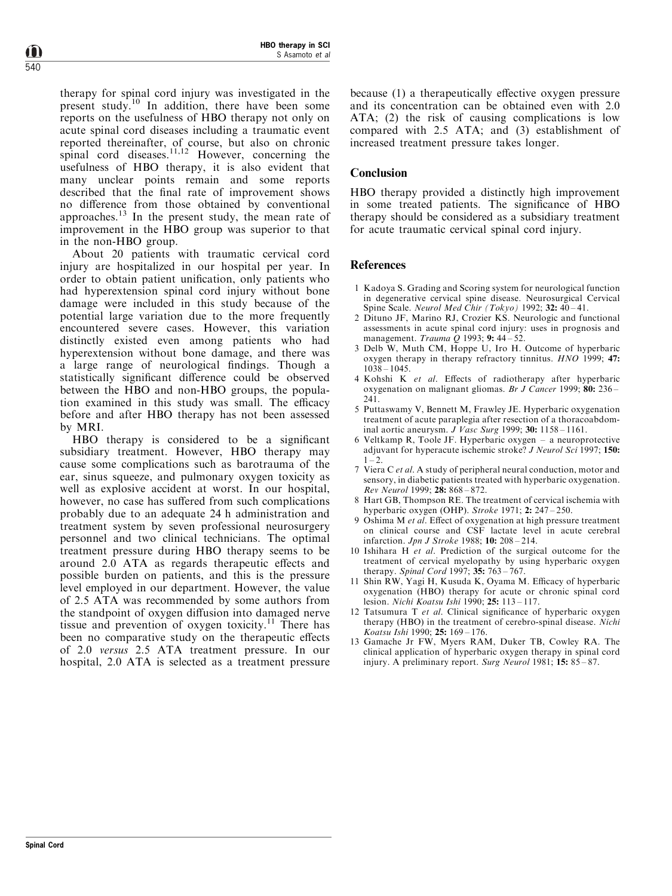therapy for spinal cord injury was investigated in the present study.[10] In addition, there have been some reports on the usefulness of HBO therapy not only on acute spinal cord diseases including a traumatic event reported thereinafter, of course, but also on chronic spinal cord diseases.[11,12] However, concerning the usefulness of HBO therapy, it is also evident that many unclear points remain and some reports described that the final rate of improvement shows no difference from those obtained by conventional approaches.[13] In the present study, the mean rate of improvement in the HBO group was superior to that in the non-HBO group.

About 20 patients with traumatic cervical cord injury are hospitalized in our hospital per year. In order to obtain patient unification, only patients who had hyperextension spinal cord injury without bone damage were included in this study because of the potential large variation due to the more frequently encountered severe cases. However, this variation distinctly existed even among patients who had hyperextension without bone damage, and there was a large range of neurological findings. Though a statistically significant difference could be observed between the HBO and non-HBO groups, the population examined in this study was small. The efficacy before and after HBO therapy has not been assessed by MRI.

HBO therapy is considered to be a significant subsidiary treatment. However, HBO therapy may cause some complications such as barotrauma of the ear, sinus squeeze, and pulmonary oxygen toxicity as well as explosive accident at worst. In our hospital, however, no case has suffered from such complications probably due to an adequate 24 h administration and treatment system by seven professional neurosurgery personnel and two clinical technicians. The optimal treatment pressure during HBO therapy seems to be around 2.0 ATA as regards therapeutic effects and possible burden on patients, and this is the pressure level employed in our department. However, the value of 2.5 ATA was recommended by some authors from the standpoint of oxygen diffusion into damaged nerve tissue and prevention of oxygen toxicity.[11] There has been no comparative study on the therapeutic effects of 2.0 *versus* 2.5 ATA treatment pressure. In our hospital, 2.0 ATA is selected as a treatment pressure because (1) a therapeutically effective oxygen pressure and its concentration can be obtained even with 2.0 ATA; (2) the risk of causing complications is low compared with 2.5 ATA; and (3) establishment of increased treatment pressure takes longer.

## Conclusion

HBO therapy provided a distinctly high improvement in some treated patients. The significance of HBO therapy should be considered as a subsidiary treatment for acute traumatic cervical spinal cord injury.

## References

1. Kadoya S. Grading and Scoring system for neurological function in degenerative cervical spine disease. Neurosurgical Cervical Spine Scale. *Neurol Med Chir (Tokyo)* 1992; **32:** 40–41.
2. Dituno JF, Marino RJ, Crozier KS. Neurologic and functional assessments in acute spinal cord injury: uses in prognosis and management. *Trauma Q* 1993; **9:** 44–52.
3. Delb W, Muth CM, Hoppe U, Iro H. Outcome of hyperbaric oxygen therapy in therapy refractory tinnitus. *HNO* 1999; **47:** 1038–1045.
4. Kohshi K *et al*. Effects of radiotherapy after hyperbaric oxygenation on malignant gliomas. *Br J Cancer* 1999; **80:** 236–241.
5. Puttaswamy V, Bennett M, Frawley JE. Hyperbaric oxygenation treatment of acute paraplegia after resection of a thoracoabdominal aortic aneurysm. *J Vasc Surg* 1999; **30:** 1158–1161.
6. Veltkamp R, Toole JF. Hyperbaric oxygen – a neuroprotective adjuvant for hyperacute ischemic stroke? *J Neurol Sci* 1997; **150:** 1–2.
7. Viera C *et al*. A study of peripheral neural conduction, motor and sensory, in diabetic patients treated with hyperbaric oxygenation. *Rev Neurol* 1999; **28:** 868–872.
8. Hart GB, Thompson RE. The treatment of cervical ischemia with hyperbaric oxygen (OHP). *Stroke* 1971; **2:** 247–250.
9. Oshima M *et al*. Effect of oxygenation at high pressure treatment on clinical course and CSF lactate level in acute cerebral infarction. *Jpn J Stroke* 1988; **10:** 208–214.
10. Ishihara H *et al*. Prediction of the surgical outcome for the treatment of cervical myelopathy by using hyperbaric oxygen therapy. *Spinal Cord* 1997; **35:** 763–767.
11. Shin RW, Yagi H, Kusuda K, Oyama M. Efficacy of hyperbaric oxygenation (HBO) therapy for acute or chronic spinal cord lesion. *Nichi Koatsu Ishi* 1990; **25:** 113–117.
12. Tatsumura T *et al*. Clinical significance of hyperbaric oxygen therapy (HBO) in the treatment of cerebro-spinal disease. *Nichi Koatsu Ishi* 1990; **25:** 169–176.
13. Gamache Jr FW, Myers RAM, Duker TB, Cowley RA. The clinical application of hyperbaric oxygen therapy in spinal cord injury. A preliminary report. *Surg Neurol* 1981; **15:** 85–87.